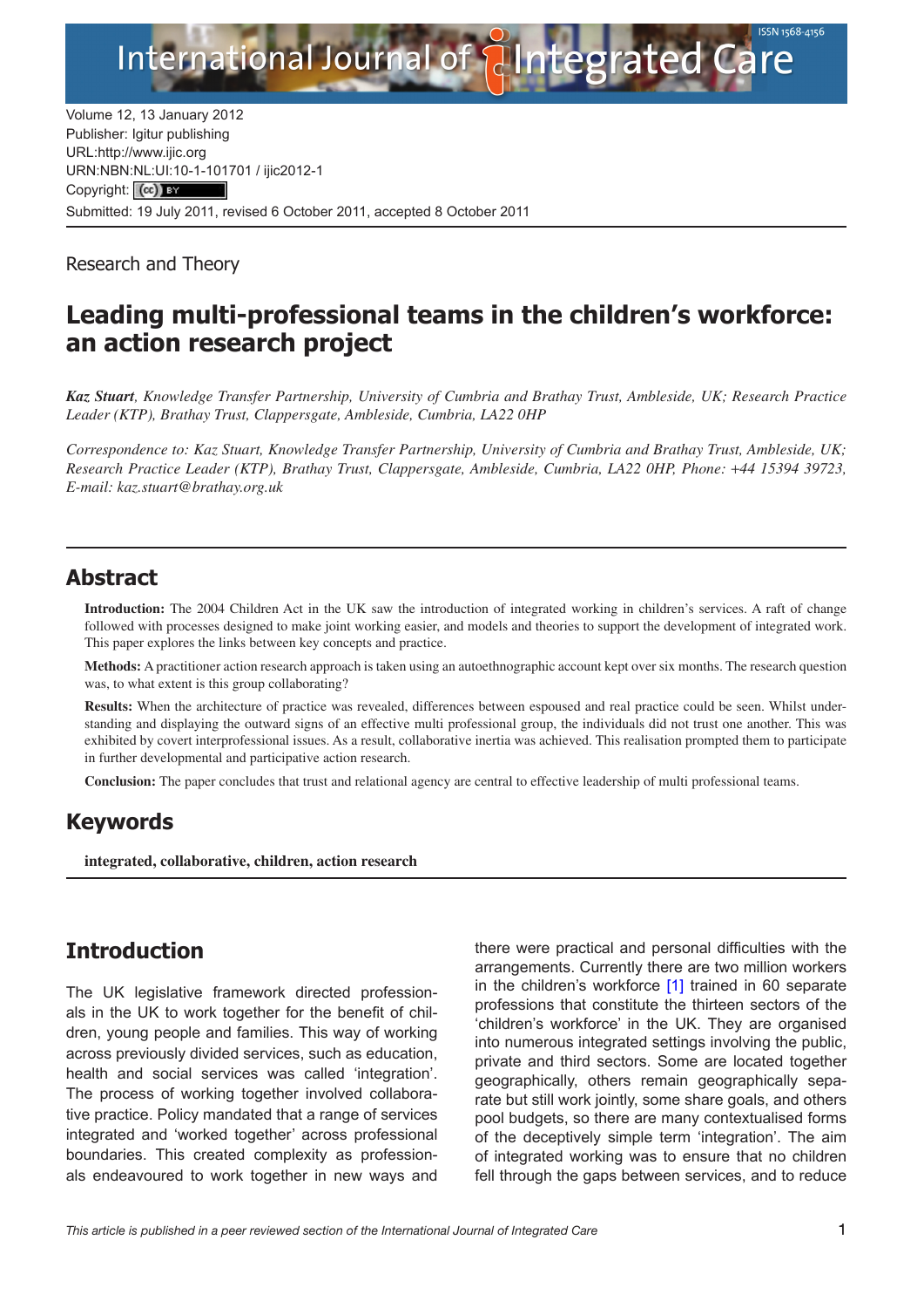Volume 12, 13 January 2012
Publisher: Igitur publishing
URL:http://www.ijic.org
URN:NBN:NL:UI:10-1-101701 / ijic2012-1
Copyright: (cc) BY
Submitted: 19 July 2011, revised 6 October 2011, accepted 8 October 2011

Research and Theory

# Leading multi-professional teams in the children's workforce: an action research project

***Kaz Stuart**, Knowledge Transfer Partnership, University of Cumbria and Brathay Trust, Ambleside, UK; Research Practice Leader (KTP), Brathay Trust, Clappersgate, Ambleside, Cumbria, LA22 0HP*

*Correspondence to: Kaz Stuart, Knowledge Transfer Partnership, University of Cumbria and Brathay Trust, Ambleside, UK; Research Practice Leader (KTP), Brathay Trust, Clappersgate, Ambleside, Cumbria, LA22 0HP, Phone: +44 15394 39723, E-mail: kaz.stuart@brathay.org.uk*

## Abstract

**Introduction:** The 2004 Children Act in the UK saw the introduction of integrated working in children's services. A raft of change followed with processes designed to make joint working easier, and models and theories to support the development of integrated work. This paper explores the links between key concepts and practice.

**Methods:** A practitioner action research approach is taken using an autoethnographic account kept over six months. The research question was, to what extent is this group collaborating?

**Results:** When the architecture of practice was revealed, differences between espoused and real practice could be seen. Whilst understanding and displaying the outward signs of an effective multi professional group, the individuals did not trust one another. This was exhibited by covert interprofessional issues. As a result, collaborative inertia was achieved. This realisation prompted them to participate in further developmental and participative action research.

**Conclusion:** The paper concludes that trust and relational agency are central to effective leadership of multi professional teams.

## Keywords

**integrated, collaborative, children, action research**

## Introduction

The UK legislative framework directed professionals in the UK to work together for the benefit of children, young people and families. This way of working across previously divided services, such as education, health and social services was called 'integration'. The process of working together involved collaborative practice. Policy mandated that a range of services integrated and 'worked together' across professional boundaries. This created complexity as professionals endeavoured to work together in new ways and there were practical and personal difficulties with the arrangements. Currently there are two million workers in the children's workforce [1] trained in 60 separate professions that constitute the thirteen sectors of the 'children's workforce' in the UK. They are organised into numerous integrated settings involving the public, private and third sectors. Some are located together geographically, others remain geographically separate but still work jointly, some share goals, and others pool budgets, so there are many contextualised forms of the deceptively simple term 'integration'. The aim of integrated working was to ensure that no children fell through the gaps between services, and to reduce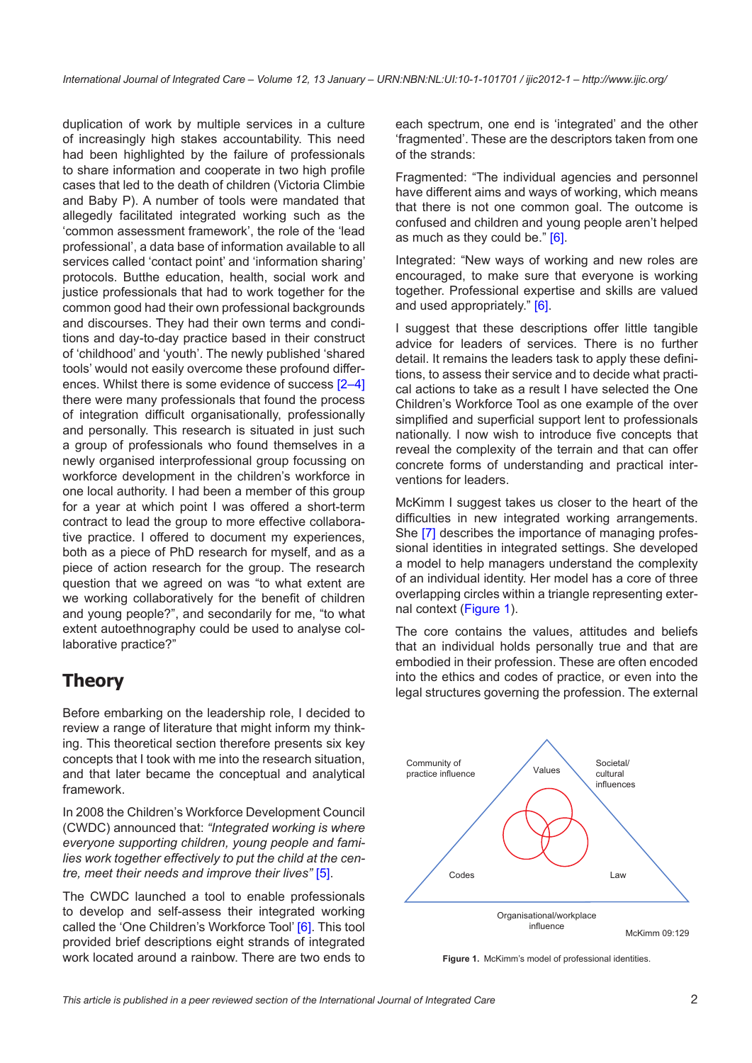duplication of work by multiple services in a culture of increasingly high stakes accountability. This need had been highlighted by the failure of professionals to share information and cooperate in two high profile cases that led to the death of children (Victoria Climbie and Baby P). A number of tools were mandated that allegedly facilitated integrated working such as the 'common assessment framework', the role of the 'lead professional', a data base of information available to all services called 'contact point' and 'information sharing' protocols. Butthe education, health, social work and justice professionals that had to work together for the common good had their own professional backgrounds and discourses. They had their own terms and conditions and day-to-day practice based in their construct of 'childhood' and 'youth'. The newly published 'shared tools' would not easily overcome these profound differences. Whilst there is some evidence of success [2–4] there were many professionals that found the process of integration difficult organisationally, professionally and personally. This research is situated in just such a group of professionals who found themselves in a newly organised interprofessional group focussing on workforce development in the children's workforce in one local authority. I had been a member of this group for a year at which point I was offered a short-term contract to lead the group to more effective collaborative practice. I offered to document my experiences, both as a piece of PhD research for myself, and as a piece of action research for the group. The research question that we agreed on was "to what extent are we working collaboratively for the benefit of children and young people?", and secondarily for me, "to what extent autoethnography could be used to analyse collaborative practice?"

## Theory

Before embarking on the leadership role, I decided to review a range of literature that might inform my thinking. This theoretical section therefore presents six key concepts that I took with me into the research situation, and that later became the conceptual and analytical framework.

In 2008 the Children's Workforce Development Council (CWDC) announced that: *"Integrated working is where everyone supporting children, young people and families work together effectively to put the child at the centre, meet their needs and improve their lives"* [5].

The CWDC launched a tool to enable professionals to develop and self-assess their integrated working called the 'One Children's Workforce Tool' [6]. This tool provided brief descriptions eight strands of integrated work located around a rainbow. There are two ends to each spectrum, one end is 'integrated' and the other 'fragmented'. These are the descriptors taken from one of the strands:

Fragmented: "The individual agencies and personnel have different aims and ways of working, which means that there is not one common goal. The outcome is confused and children and young people aren't helped as much as they could be." [6].

Integrated: "New ways of working and new roles are encouraged, to make sure that everyone is working together. Professional expertise and skills are valued and used appropriately." [6].

I suggest that these descriptions offer little tangible advice for leaders of services. There is no further detail. It remains the leaders task to apply these definitions, to assess their service and to decide what practical actions to take as a result I have selected the One Children's Workforce Tool as one example of the over simplified and superficial support lent to professionals nationally. I now wish to introduce five concepts that reveal the complexity of the terrain and that can offer concrete forms of understanding and practical interventions for leaders.

McKimm I suggest takes us closer to the heart of the difficulties in new integrated working arrangements. She [7] describes the importance of managing professional identities in integrated settings. She developed a model to help managers understand the complexity of an individual identity. Her model has a core of three overlapping circles within a triangle representing external context (Figure 1).

The core contains the values, attitudes and beliefs that an individual holds personally true and that are embodied in their profession. These are often encoded into the ethics and codes of practice, or even into the legal structures governing the profession. The external

Community of practice influence | Values | Societal/cultural influences | Codes | Law | Organisational/workplace influence | McKimm 09:129

**Figure 1.** McKimm's model of professional identities.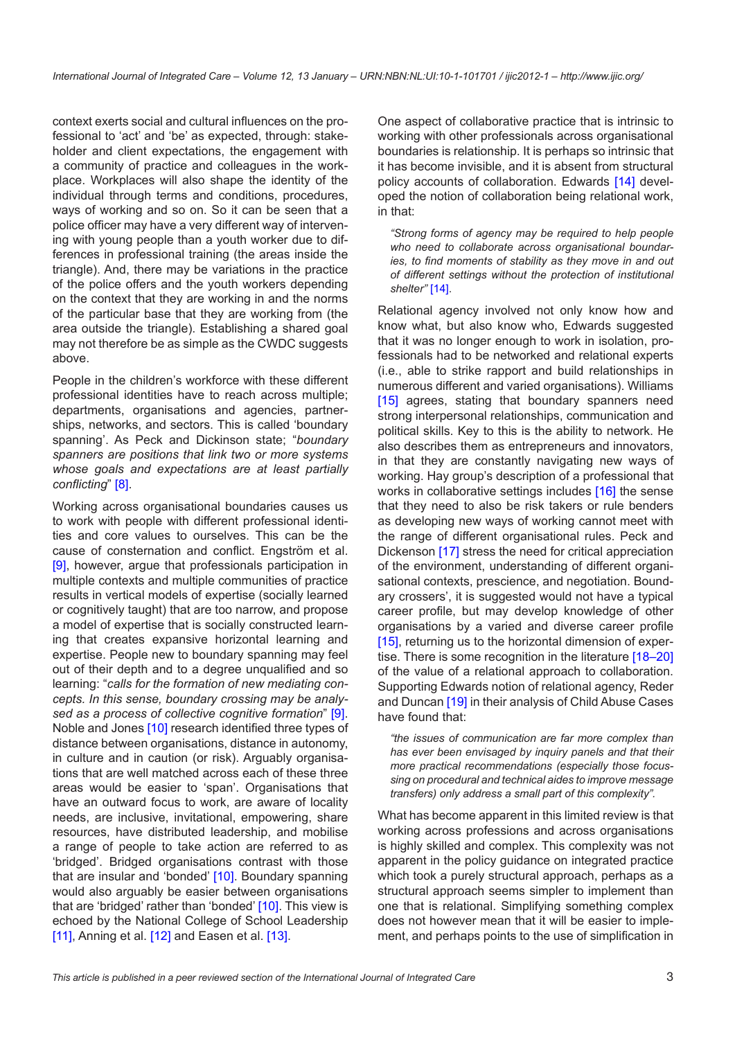context exerts social and cultural influences on the professional to 'act' and 'be' as expected, through: stakeholder and client expectations, the engagement with a community of practice and colleagues in the workplace. Workplaces will also shape the identity of the individual through terms and conditions, procedures, ways of working and so on. So it can be seen that a police officer may have a very different way of intervening with young people than a youth worker due to differences in professional training (the areas inside the triangle). And, there may be variations in the practice of the police offers and the youth workers depending on the context that they are working in and the norms of the particular base that they are working from (the area outside the triangle). Establishing a shared goal may not therefore be as simple as the CWDC suggests above.

People in the children's workforce with these different professional identities have to reach across multiple; departments, organisations and agencies, partnerships, networks, and sectors. This is called 'boundary spanning'. As Peck and Dickinson state; "*boundary spanners are positions that link two or more systems whose goals and expectations are at least partially conflicting*" [8].

Working across organisational boundaries causes us to work with people with different professional identities and core values to ourselves. This can be the cause of consternation and conflict. Engström et al. [9], however, argue that professionals participation in multiple contexts and multiple communities of practice results in vertical models of expertise (socially learned or cognitively taught) that are too narrow, and propose a model of expertise that is socially constructed learning that creates expansive horizontal learning and expertise. People new to boundary spanning may feel out of their depth and to a degree unqualified and so learning: "*calls for the formation of new mediating concepts. In this sense, boundary crossing may be analysed as a process of collective cognitive formation*" [9]. Noble and Jones [10] research identified three types of distance between organisations, distance in autonomy, in culture and in caution (or risk). Arguably organisations that are well matched across each of these three areas would be easier to 'span'. Organisations that have an outward focus to work, are aware of locality needs, are inclusive, invitational, empowering, share resources, have distributed leadership, and mobilise a range of people to take action are referred to as 'bridged'. Bridged organisations contrast with those that are insular and 'bonded' [10]. Boundary spanning would also arguably be easier between organisations that are 'bridged' rather than 'bonded' [10]. This view is echoed by the National College of School Leadership [11], Anning et al. [12] and Easen et al. [13].

One aspect of collaborative practice that is intrinsic to working with other professionals across organisational boundaries is relationship. It is perhaps so intrinsic that it has become invisible, and it is absent from structural policy accounts of collaboration. Edwards [14] developed the notion of collaboration being relational work, in that:

> *"Strong forms of agency may be required to help people who need to collaborate across organisational boundaries, to find moments of stability as they move in and out of different settings without the protection of institutional shelter"* [14].

Relational agency involved not only know how and know what, but also know who, Edwards suggested that it was no longer enough to work in isolation, professionals had to be networked and relational experts (i.e., able to strike rapport and build relationships in numerous different and varied organisations). Williams [15] agrees, stating that boundary spanners need strong interpersonal relationships, communication and political skills. Key to this is the ability to network. He also describes them as entrepreneurs and innovators, in that they are constantly navigating new ways of working. Hay group's description of a professional that works in collaborative settings includes [16] the sense that they need to also be risk takers or rule benders as developing new ways of working cannot meet with the range of different organisational rules. Peck and Dickenson [17] stress the need for critical appreciation of the environment, understanding of different organisational contexts, prescience, and negotiation. Boundary crossers', it is suggested would not have a typical career profile, but may develop knowledge of other organisations by a varied and diverse career profile [15], returning us to the horizontal dimension of expertise. There is some recognition in the literature [18–20] of the value of a relational approach to collaboration. Supporting Edwards notion of relational agency, Reder and Duncan [19] in their analysis of Child Abuse Cases have found that:

> *"the issues of communication are far more complex than has ever been envisaged by inquiry panels and that their more practical recommendations (especially those focussing on procedural and technical aides to improve message transfers) only address a small part of this complexity".*

What has become apparent in this limited review is that working across professions and across organisations is highly skilled and complex. This complexity was not apparent in the policy guidance on integrated practice which took a purely structural approach, perhaps as a structural approach seems simpler to implement than one that is relational. Simplifying something complex does not however mean that it will be easier to implement, and perhaps points to the use of simplification in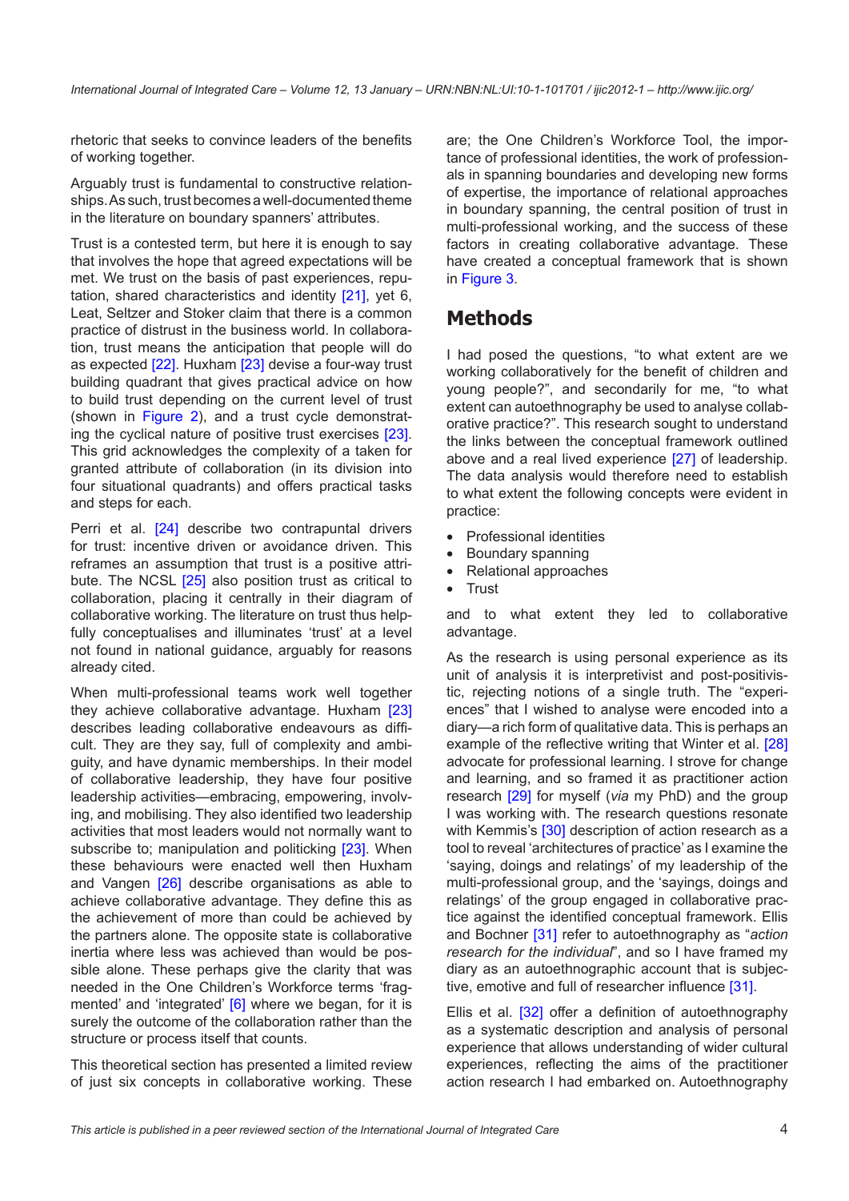rhetoric that seeks to convince leaders of the benefits of working together.

Arguably trust is fundamental to constructive relationships. As such, trust becomes a well-documented theme in the literature on boundary spanners' attributes.

Trust is a contested term, but here it is enough to say that involves the hope that agreed expectations will be met. We trust on the basis of past experiences, reputation, shared characteristics and identity [21], yet 6, Leat, Seltzer and Stoker claim that there is a common practice of distrust in the business world. In collaboration, trust means the anticipation that people will do as expected [22]. Huxham [23] devise a four-way trust building quadrant that gives practical advice on how to build trust depending on the current level of trust (shown in Figure 2), and a trust cycle demonstrating the cyclical nature of positive trust exercises [23]. This grid acknowledges the complexity of a taken for granted attribute of collaboration (in its division into four situational quadrants) and offers practical tasks and steps for each.

Perri et al. [24] describe two contrapuntal drivers for trust: incentive driven or avoidance driven. This reframes an assumption that trust is a positive attribute. The NCSL [25] also position trust as critical to collaboration, placing it centrally in their diagram of collaborative working. The literature on trust thus helpfully conceptualises and illuminates 'trust' at a level not found in national guidance, arguably for reasons already cited.

When multi-professional teams work well together they achieve collaborative advantage. Huxham [23] describes leading collaborative endeavours as difficult. They are they say, full of complexity and ambiguity, and have dynamic memberships. In their model of collaborative leadership, they have four positive leadership activities—embracing, empowering, involving, and mobilising. They also identified two leadership activities that most leaders would not normally want to subscribe to; manipulation and politicking [23]. When these behaviours were enacted well then Huxham and Vangen [26] describe organisations as able to achieve collaborative advantage. They define this as the achievement of more than could be achieved by the partners alone. The opposite state is collaborative inertia where less was achieved than would be possible alone. These perhaps give the clarity that was needed in the One Children's Workforce terms 'fragmented' and 'integrated' [6] where we began, for it is surely the outcome of the collaboration rather than the structure or process itself that counts.

This theoretical section has presented a limited review of just six concepts in collaborative working. These are; the One Children's Workforce Tool, the importance of professional identities, the work of professionals in spanning boundaries and developing new forms of expertise, the importance of relational approaches in boundary spanning, the central position of trust in multi-professional working, and the success of these factors in creating collaborative advantage. These have created a conceptual framework that is shown in Figure 3.

## Methods

I had posed the questions, "to what extent are we working collaboratively for the benefit of children and young people?", and secondarily for me, "to what extent can autoethnography be used to analyse collaborative practice?". This research sought to understand the links between the conceptual framework outlined above and a real lived experience [27] of leadership. The data analysis would therefore need to establish to what extent the following concepts were evident in practice:

- Professional identities
- Boundary spanning
- Relational approaches
- Trust

and to what extent they led to collaborative advantage.

As the research is using personal experience as its unit of analysis it is interpretivist and post-positivistic, rejecting notions of a single truth. The "experiences" that I wished to analyse were encoded into a diary—a rich form of qualitative data. This is perhaps an example of the reflective writing that Winter et al. [28] advocate for professional learning. I strove for change and learning, and so framed it as practitioner action research [29] for myself (*via* my PhD) and the group I was working with. The research questions resonate with Kemmis's [30] description of action research as a tool to reveal 'architectures of practice' as I examine the 'saying, doings and relatings' of my leadership of the multi-professional group, and the 'sayings, doings and relatings' of the group engaged in collaborative practice against the identified conceptual framework. Ellis and Bochner [31] refer to autoethnography as "*action research for the individual*", and so I have framed my diary as an autoethnographic account that is subjective, emotive and full of researcher influence [31].

Ellis et al. [32] offer a definition of autoethnography as a systematic description and analysis of personal experience that allows understanding of wider cultural experiences, reflecting the aims of the practitioner action research I had embarked on. Autoethnography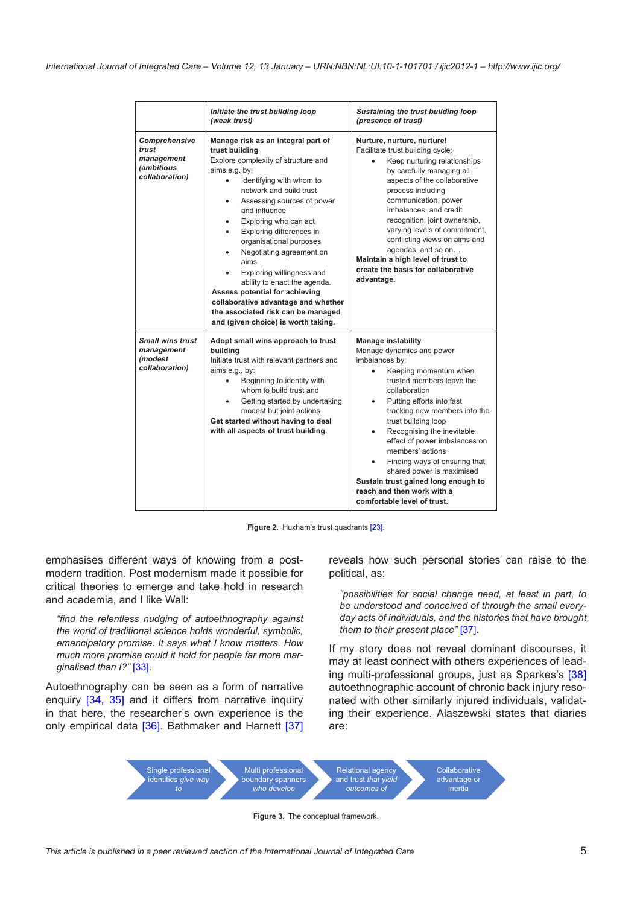| | *Initiate the trust building loop (weak trust)* | *Sustaining the trust building loop (presence of trust)* |
|---|---|---|
| *Comprehensive trust management (ambitious collaboration)* | **Manage risk as an integral part of trust building**<br>Explore complexity of structure and aims e.g. by:<br>• Identifying with whom to network and build trust<br>• Assessing sources of power and influence<br>• Exploring who can act<br>• Exploring differences in organisational purposes<br>• Negotiating agreement on aims<br>• Exploring willingness and ability to enact the agenda.<br>**Assess potential for achieving collaborative advantage and whether the associated risk can be managed and (given choice) is worth taking.** | **Nurture, nurture, nurture!**<br>Facilitate trust building cycle:<br>• Keep nurturing relationships by carefully managing all aspects of the collaborative process including communication, power imbalances, and credit recognition, joint ownership, varying levels of commitment, conflicting views on aims and agendas, and so on…<br>**Maintain a high level of trust to create the basis for collaborative advantage.** |
| *Small wins trust management (modest collaboration)* | **Adopt small wins approach to trust building**<br>Initiate trust with relevant partners and aims e.g., by:<br>• Beginning to identify with whom to build trust and<br>• Getting started by undertaking modest but joint actions<br>**Get started without having to deal with all aspects of trust building.** | **Manage instability**<br>Manage dynamics and power imbalances by:<br>• Keeping momentum when trusted members leave the collaboration<br>• Putting efforts into fast tracking new members into the trust building loop<br>• Recognising the inevitable effect of power imbalances on members' actions<br>• Finding ways of ensuring that shared power is maximised<br>**Sustain trust gained long enough to reach and then work with a comfortable level of trust.** |

**Figure 2.** Huxham's trust quadrants [23].

emphasises different ways of knowing from a post-modern tradition. Post modernism made it possible for critical theories to emerge and take hold in research and academia, and I like Wall:

> *"find the relentless nudging of autoethnography against the world of traditional science holds wonderful, symbolic, emancipatory promise. It says what I know matters. How much more promise could it hold for people far more marginalised than I?"* [33].

Autoethnography can be seen as a form of narrative enquiry [34, 35] and it differs from narrative inquiry in that here, the researcher's own experience is the only empirical data [36]. Bathmaker and Harnett [37] reveals how such personal stories can raise to the political, as:

> *"possibilities for social change need, at least in part, to be understood and conceived of through the small everyday acts of individuals, and the histories that have brought them to their present place"* [37].

If my story does not reveal dominant discourses, it may at least connect with others experiences of leading multi-professional groups, just as Sparkes's [38] autoethnographic account of chronic back injury resonated with other similarly injured individuals, validating their experience. Alaszewski states that diaries are:

Single professional identities *give way to* → Multi professional boundary spanners *who develop* → Relational agency and trust *that yield outcomes of* → Collaborative advantage or inertia

**Figure 3.** The conceptual framework.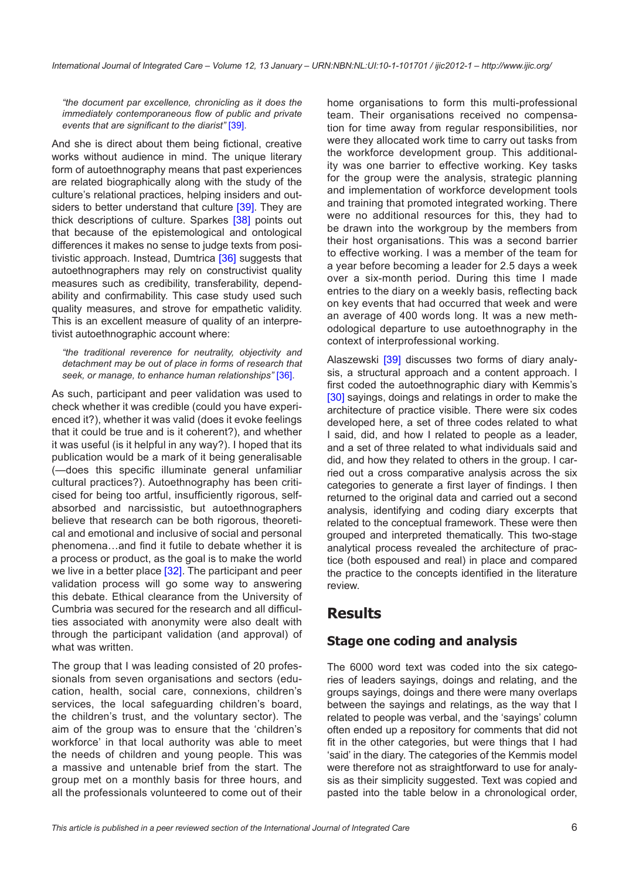*"the document par excellence, chronicling as it does the immediately contemporaneous flow of public and private events that are significant to the diarist"* [39].

And she is direct about them being fictional, creative works without audience in mind. The unique literary form of autoethnography means that past experiences are related biographically along with the study of the culture's relational practices, helping insiders and outsiders to better understand that culture [39]. They are thick descriptions of culture. Sparkes [38] points out that because of the epistemological and ontological differences it makes no sense to judge texts from positivistic approach. Instead, Dumtrica [36] suggests that autoethnographers may rely on constructivist quality measures such as credibility, transferability, dependability and confirmability. This case study used such quality measures, and strove for empathetic validity. This is an excellent measure of quality of an interpretivist autoethnographic account where:

*"the traditional reverence for neutrality, objectivity and detachment may be out of place in forms of research that seek, or manage, to enhance human relationships"* [36].

As such, participant and peer validation was used to check whether it was credible (could you have experienced it?), whether it was valid (does it evoke feelings that it could be true and is it coherent?), and whether it was useful (is it helpful in any way?). I hoped that its publication would be a mark of it being generalisable (—does this specific illuminate general unfamiliar cultural practices?). Autoethnography has been criticised for being too artful, insufficiently rigorous, self-absorbed and narcissistic, but autoethnographers believe that research can be both rigorous, theoretical and emotional and inclusive of social and personal phenomena…and find it futile to debate whether it is a process or product, as the goal is to make the world we live in a better place [32]. The participant and peer validation process will go some way to answering this debate. Ethical clearance from the University of Cumbria was secured for the research and all difficulties associated with anonymity were also dealt with through the participant validation (and approval) of what was written.

The group that I was leading consisted of 20 professionals from seven organisations and sectors (education, health, social care, connexions, children's services, the local safeguarding children's board, the children's trust, and the voluntary sector). The aim of the group was to ensure that the 'children's workforce' in that local authority was able to meet the needs of children and young people. This was a massive and untenable brief from the start. The group met on a monthly basis for three hours, and all the professionals volunteered to come out of their home organisations to form this multi-professional team. Their organisations received no compensation for time away from regular responsibilities, nor were they allocated work time to carry out tasks from the workforce development group. This additionality was one barrier to effective working. Key tasks for the group were the analysis, strategic planning and implementation of workforce development tools and training that promoted integrated working. There were no additional resources for this, they had to be drawn into the workgroup by the members from their host organisations. This was a second barrier to effective working. I was a member of the team for a year before becoming a leader for 2.5 days a week over a six-month period. During this time I made entries to the diary on a weekly basis, reflecting back on key events that had occurred that week and were an average of 400 words long. It was a new methodological departure to use autoethnography in the context of interprofessional working.

Alaszewski [39] discusses two forms of diary analysis, a structural approach and a content approach. I first coded the autoethnographic diary with Kemmis's [30] sayings, doings and relatings in order to make the architecture of practice visible. There were six codes developed here, a set of three codes related to what I said, did, and how I related to people as a leader, and a set of three related to what individuals said and did, and how they related to others in the group. I carried out a cross comparative analysis across the six categories to generate a first layer of findings. I then returned to the original data and carried out a second analysis, identifying and coding diary excerpts that related to the conceptual framework. These were then grouped and interpreted thematically. This two-stage analytical process revealed the architecture of practice (both espoused and real) in place and compared the practice to the concepts identified in the literature review.

## Results

### Stage one coding and analysis

The 6000 word text was coded into the six categories of leaders sayings, doings and relating, and the groups sayings, doings and there were many overlaps between the sayings and relatings, as the way that I related to people was verbal, and the 'sayings' column often ended up a repository for comments that did not fit in the other categories, but were things that I had 'said' in the diary. The categories of the Kemmis model were therefore not as straightforward to use for analysis as their simplicity suggested. Text was copied and pasted into the table below in a chronological order,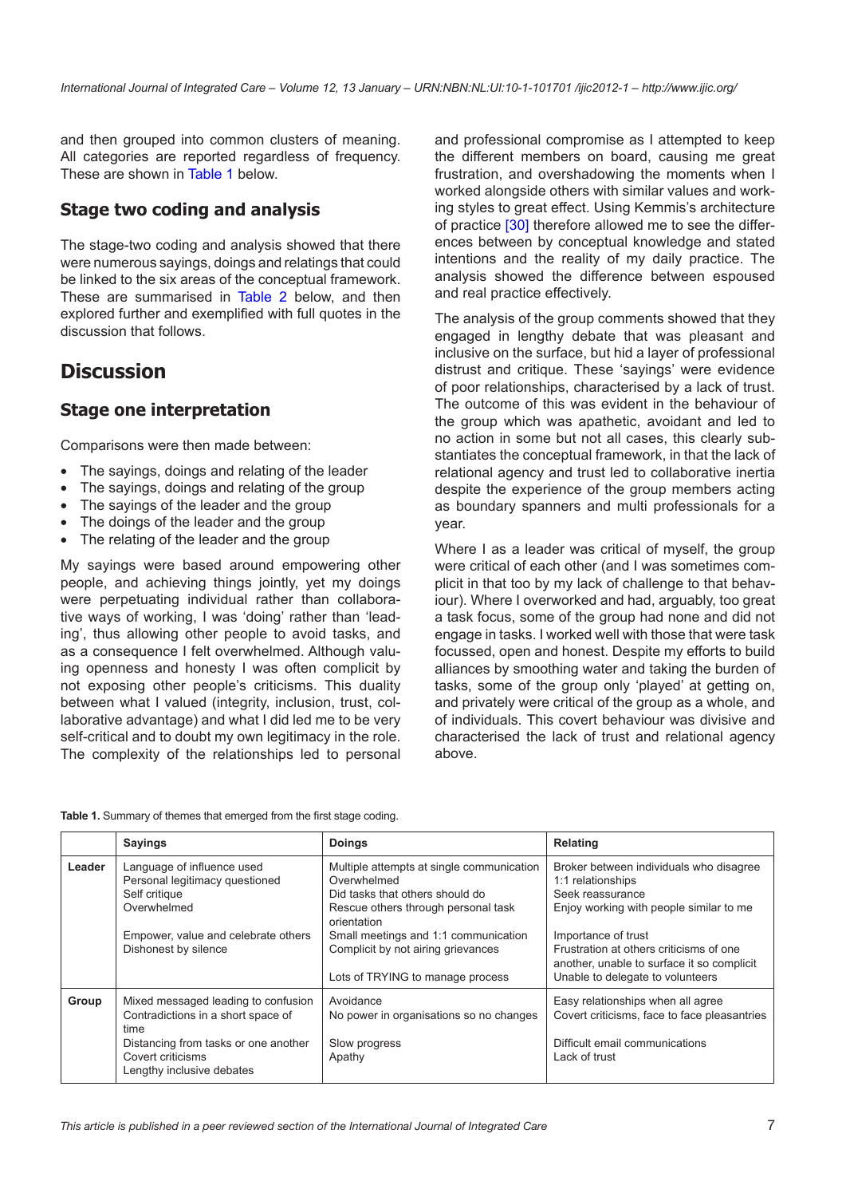and then grouped into common clusters of meaning. All categories are reported regardless of frequency. These are shown in Table 1 below.

### Stage two coding and analysis

The stage-two coding and analysis showed that there were numerous sayings, doings and relatings that could be linked to the six areas of the conceptual framework. These are summarised in Table 2 below, and then explored further and exemplified with full quotes in the discussion that follows.

## Discussion

### Stage one interpretation

Comparisons were then made between:

- The sayings, doings and relating of the leader
- The sayings, doings and relating of the group
- The sayings of the leader and the group
- The doings of the leader and the group
- The relating of the leader and the group

My sayings were based around empowering other people, and achieving things jointly, yet my doings were perpetuating individual rather than collaborative ways of working, I was 'doing' rather than 'leading', thus allowing other people to avoid tasks, and as a consequence I felt overwhelmed. Although valuing openness and honesty I was often complicit by not exposing other people's criticisms. This duality between what I valued (integrity, inclusion, trust, collaborative advantage) and what I did led me to be very self-critical and to doubt my own legitimacy in the role. The complexity of the relationships led to personal and professional compromise as I attempted to keep the different members on board, causing me great frustration, and overshadowing the moments when I worked alongside others with similar values and working styles to great effect. Using Kemmis's architecture of practice [30] therefore allowed me to see the differences between by conceptual knowledge and stated intentions and the reality of my daily practice. The analysis showed the difference between espoused and real practice effectively.

The analysis of the group comments showed that they engaged in lengthy debate that was pleasant and inclusive on the surface, but hid a layer of professional distrust and critique. These 'sayings' were evidence of poor relationships, characterised by a lack of trust. The outcome of this was evident in the behaviour of the group which was apathetic, avoidant and led to no action in some but not all cases, this clearly substantiates the conceptual framework, in that the lack of relational agency and trust led to collaborative inertia despite the experience of the group members acting as boundary spanners and multi professionals for a year.

Where I as a leader was critical of myself, the group were critical of each other (and I was sometimes complicit in that too by my lack of challenge to that behaviour). Where I overworked and had, arguably, too great a task focus, some of the group had none and did not engage in tasks. I worked well with those that were task focussed, open and honest. Despite my efforts to build alliances by smoothing water and taking the burden of tasks, some of the group only 'played' at getting on, and privately were critical of the group as a whole, and of individuals. This covert behaviour was divisive and characterised the lack of trust and relational agency above.

**Table 1.** Summary of themes that emerged from the first stage coding.

| | Sayings | Doings | Relating |
|---|---|---|---|
| **Leader** | Language of influence used<br>Personal legitimacy questioned<br>Self critique<br>Overwhelmed<br><br>Empower, value and celebrate others<br>Dishonest by silence | Multiple attempts at single communication<br>Overwhelmed<br>Did tasks that others should do<br>Rescue others through personal task orientation<br>Small meetings and 1:1 communication<br>Complicit by not airing grievances<br><br>Lots of TRYING to manage process | Broker between individuals who disagree<br>1:1 relationships<br>Seek reassurance<br>Enjoy working with people similar to me<br><br>Importance of trust<br>Frustration at others criticisms of one another, unable to surface it so complicit<br>Unable to delegate to volunteers |
| **Group** | Mixed messaged leading to confusion<br>Contradictions in a short space of time<br>Distancing from tasks or one another<br>Covert criticisms<br>Lengthy inclusive debates | Avoidance<br>No power in organisations so no changes<br><br>Slow progress<br>Apathy | Easy relationships when all agree<br>Covert criticisms, face to face pleasantries<br><br>Difficult email communications<br>Lack of trust |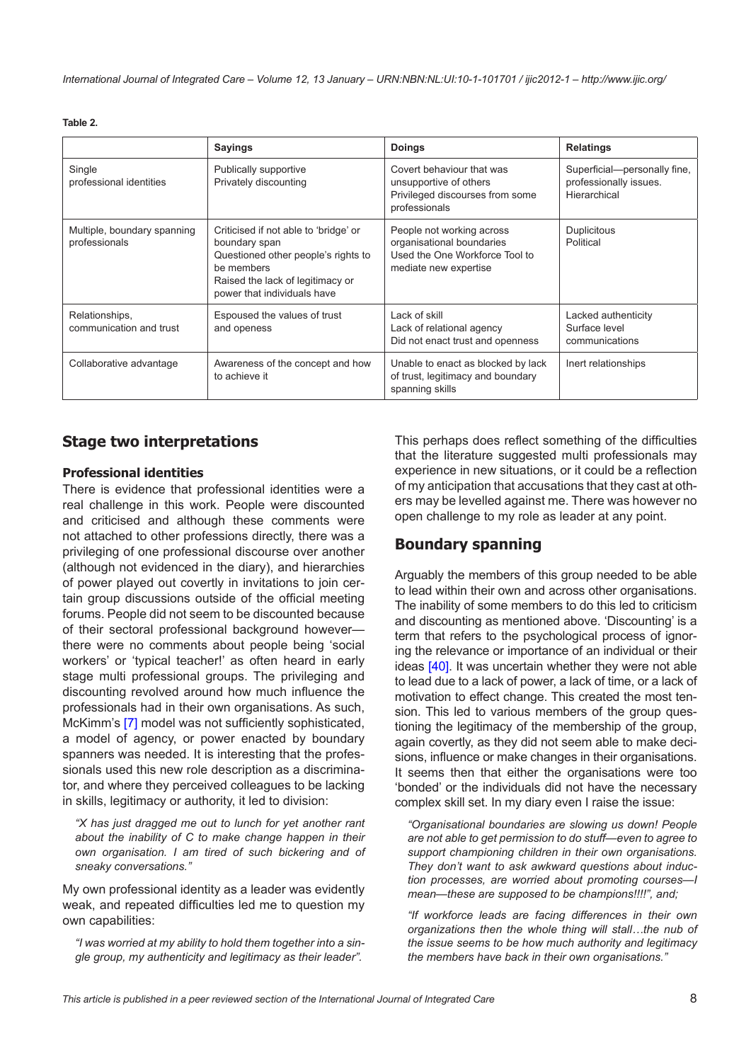**Table 2.**

| | Sayings | Doings | Relatings |
|---|---|---|---|
| Single professional identities | Publically supportive<br>Privately discounting | Covert behaviour that was unsupportive of others<br>Privileged discourses from some professionals | Superficial—personally fine, professionally issues.<br>Hierarchical |
| Multiple, boundary spanning professionals | Criticised if not able to 'bridge' or boundary span<br>Questioned other people's rights to be members<br>Raised the lack of legitimacy or power that individuals have | People not working across organisational boundaries<br>Used the One Workforce Tool to mediate new expertise | Duplicitous<br>Political |
| Relationships, communication and trust | Espoused the values of trust and openess | Lack of skill<br>Lack of relational agency<br>Did not enact trust and openness | Lacked authenticity<br>Surface level communications |
| Collaborative advantage | Awareness of the concept and how to achieve it | Unable to enact as blocked by lack of trust, legitimacy and boundary spanning skills | Inert relationships |

## Stage two interpretations

### Professional identities

There is evidence that professional identities were a real challenge in this work. People were discounted and criticised and although these comments were not attached to other professions directly, there was a privileging of one professional discourse over another (although not evidenced in the diary), and hierarchies of power played out covertly in invitations to join certain group discussions outside of the official meeting forums. People did not seem to be discounted because of their sectoral professional background however—there were no comments about people being 'social workers' or 'typical teacher!' as often heard in early stage multi professional groups. The privileging and discounting revolved around how much influence the professionals had in their own organisations. As such, McKimm's [7] model was not sufficiently sophisticated, a model of agency, or power enacted by boundary spanners was needed. It is interesting that the professionals used this new role description as a discriminator, and where they perceived colleagues to be lacking in skills, legitimacy or authority, it led to division:

*"X has just dragged me out to lunch for yet another rant about the inability of C to make change happen in their own organisation. I am tired of such bickering and of sneaky conversations."*

My own professional identity as a leader was evidently weak, and repeated difficulties led me to question my own capabilities:

*"I was worried at my ability to hold them together into a single group, my authenticity and legitimacy as their leader".*

This perhaps does reflect something of the difficulties that the literature suggested multi professionals may experience in new situations, or it could be a reflection of my anticipation that accusations that they cast at others may be levelled against me. There was however no open challenge to my role as leader at any point.

## Boundary spanning

Arguably the members of this group needed to be able to lead within their own and across other organisations. The inability of some members to do this led to criticism and discounting as mentioned above. 'Discounting' is a term that refers to the psychological process of ignoring the relevance or importance of an individual or their ideas [40]. It was uncertain whether they were not able to lead due to a lack of power, a lack of time, or a lack of motivation to effect change. This created the most tension. This led to various members of the group questioning the legitimacy of the membership of the group, again covertly, as they did not seem able to make decisions, influence or make changes in their organisations. It seems then that either the organisations were too 'bonded' or the individuals did not have the necessary complex skill set. In my diary even I raise the issue:

*"Organisational boundaries are slowing us down! People are not able to get permission to do stuff—even to agree to support championing children in their own organisations. They don't want to ask awkward questions about induction processes, are worried about promoting courses—I mean—these are supposed to be champions!!!!", and;*

*"If workforce leads are facing differences in their own organizations then the whole thing will stall…the nub of the issue seems to be how much authority and legitimacy the members have back in their own organisations."*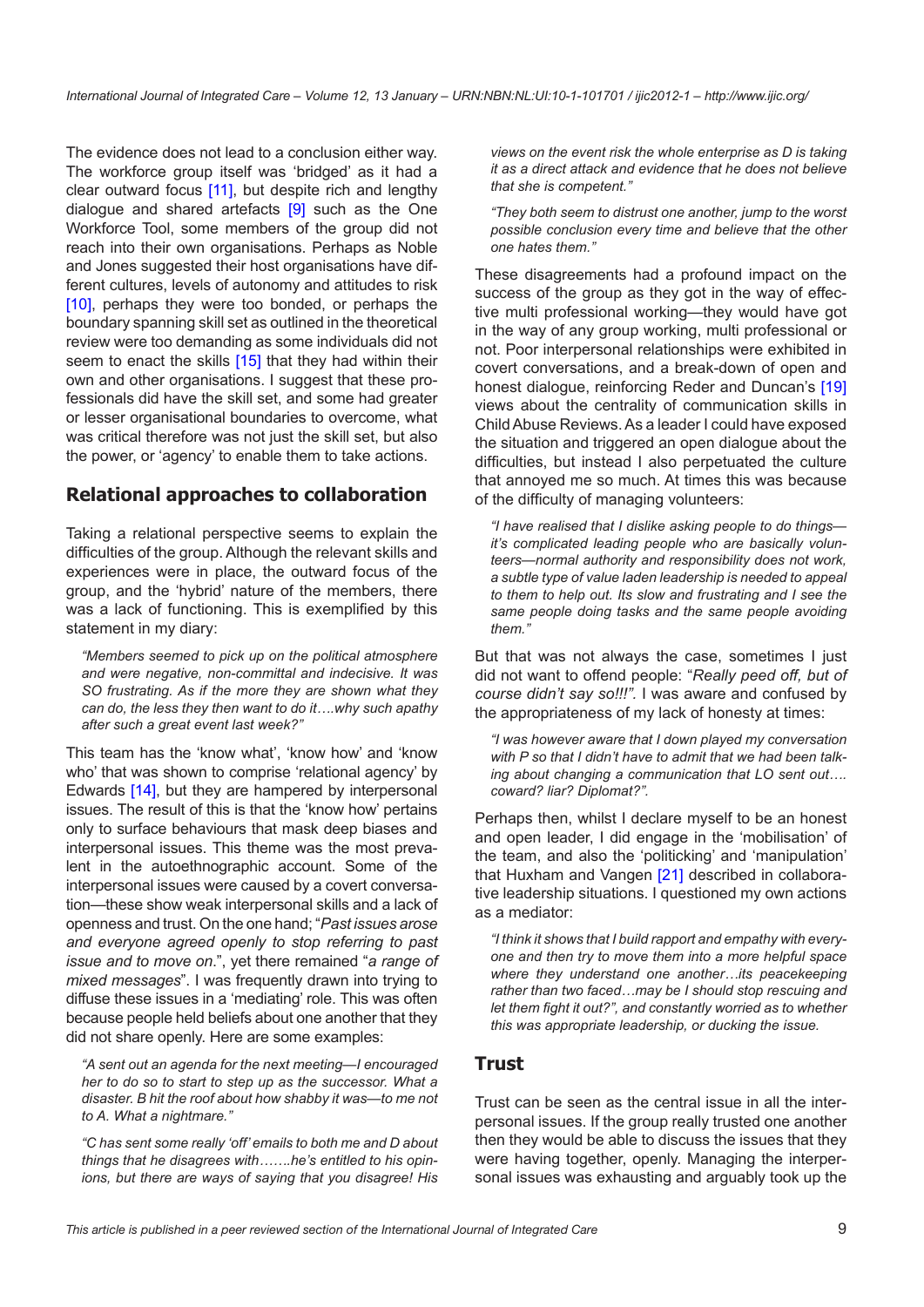The evidence does not lead to a conclusion either way. The workforce group itself was 'bridged' as it had a clear outward focus [11], but despite rich and lengthy dialogue and shared artefacts [9] such as the One Workforce Tool, some members of the group did not reach into their own organisations. Perhaps as Noble and Jones suggested their host organisations have different cultures, levels of autonomy and attitudes to risk [10], perhaps they were too bonded, or perhaps the boundary spanning skill set as outlined in the theoretical review were too demanding as some individuals did not seem to enact the skills [15] that they had within their own and other organisations. I suggest that these professionals did have the skill set, and some had greater or lesser organisational boundaries to overcome, what was critical therefore was not just the skill set, but also the power, or 'agency' to enable them to take actions.

## Relational approaches to collaboration

Taking a relational perspective seems to explain the difficulties of the group. Although the relevant skills and experiences were in place, the outward focus of the group, and the 'hybrid' nature of the members, there was a lack of functioning. This is exemplified by this statement in my diary:

> *"Members seemed to pick up on the political atmosphere and were negative, non-committal and indecisive. It was SO frustrating. As if the more they are shown what they can do, the less they then want to do it….why such apathy after such a great event last week?"*

This team has the 'know what', 'know how' and 'know who' that was shown to comprise 'relational agency' by Edwards [14], but they are hampered by interpersonal issues. The result of this is that the 'know how' pertains only to surface behaviours that mask deep biases and interpersonal issues. This theme was the most prevalent in the autoethnographic account. Some of the interpersonal issues were caused by a covert conversation—these show weak interpersonal skills and a lack of openness and trust. On the one hand; "*Past issues arose and everyone agreed openly to stop referring to past issue and to move on*.", yet there remained "*a range of mixed messages*". I was frequently drawn into trying to diffuse these issues in a 'mediating' role. This was often because people held beliefs about one another that they did not share openly. Here are some examples:

> *"A sent out an agenda for the next meeting—I encouraged her to do so to start to step up as the successor. What a disaster. B hit the roof about how shabby it was—to me not to A. What a nightmare."*

> *"C has sent some really 'off' emails to both me and D about things that he disagrees with…….he's entitled to his opinions, but there are ways of saying that you disagree! His views on the event risk the whole enterprise as D is taking it as a direct attack and evidence that he does not believe that she is competent."*

> *"They both seem to distrust one another, jump to the worst possible conclusion every time and believe that the other one hates them."*

These disagreements had a profound impact on the success of the group as they got in the way of effective multi professional working—they would have got in the way of any group working, multi professional or not. Poor interpersonal relationships were exhibited in covert conversations, and a break-down of open and honest dialogue, reinforcing Reder and Duncan's [19] views about the centrality of communication skills in Child Abuse Reviews. As a leader I could have exposed the situation and triggered an open dialogue about the difficulties, but instead I also perpetuated the culture that annoyed me so much. At times this was because of the difficulty of managing volunteers:

> *"I have realised that I dislike asking people to do things—it's complicated leading people who are basically volunteers—normal authority and responsibility does not work, a subtle type of value laden leadership is needed to appeal to them to help out. Its slow and frustrating and I see the same people doing tasks and the same people avoiding them."*

But that was not always the case, sometimes I just did not want to offend people: "*Really peed off, but of course didn't say so!!!".* I was aware and confused by the appropriateness of my lack of honesty at times:

> *"I was however aware that I down played my conversation with P so that I didn't have to admit that we had been talking about changing a communication that LO sent out…. coward? liar? Diplomat?".*

Perhaps then, whilst I declare myself to be an honest and open leader, I did engage in the 'mobilisation' of the team, and also the 'politicking' and 'manipulation' that Huxham and Vangen [21] described in collaborative leadership situations. I questioned my own actions as a mediator:

> *"I think it shows that I build rapport and empathy with everyone and then try to move them into a more helpful space where they understand one another…its peacekeeping rather than two faced…may be I should stop rescuing and let them fight it out?", and constantly worried as to whether this was appropriate leadership, or ducking the issue.*

## Trust

Trust can be seen as the central issue in all the interpersonal issues. If the group really trusted one another then they would be able to discuss the issues that they were having together, openly. Managing the interpersonal issues was exhausting and arguably took up the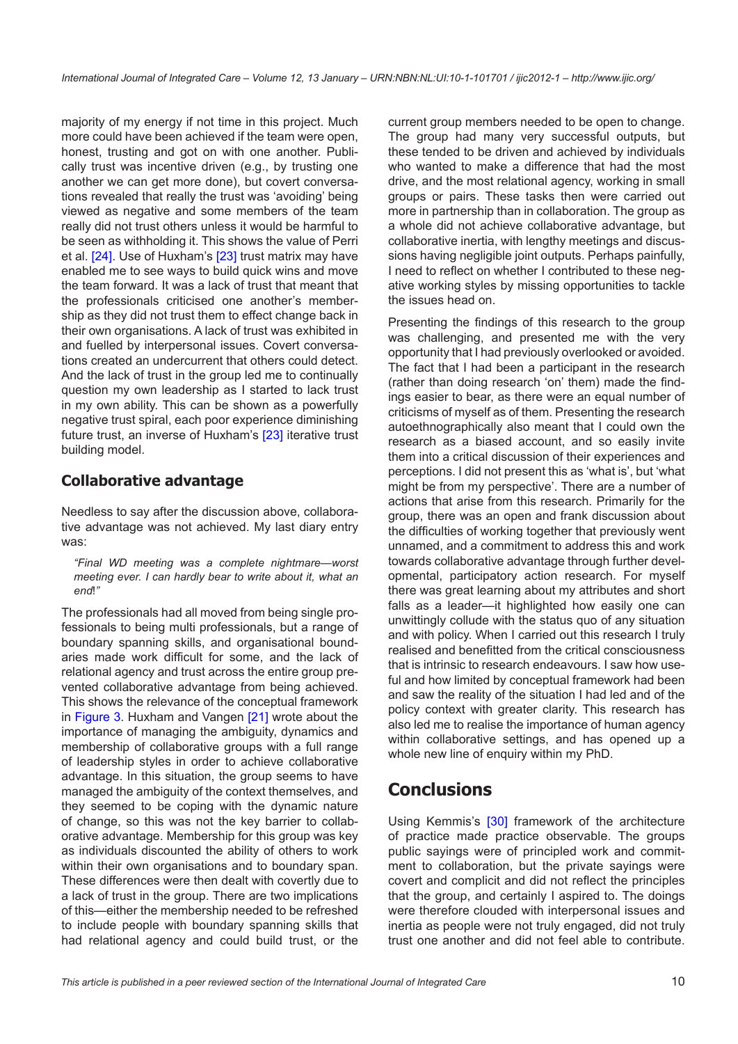majority of my energy if not time in this project. Much more could have been achieved if the team were open, honest, trusting and got on with one another. Publically trust was incentive driven (e.g., by trusting one another we can get more done), but covert conversations revealed that really the trust was 'avoiding' being viewed as negative and some members of the team really did not trust others unless it would be harmful to be seen as withholding it. This shows the value of Perri et al. [24]. Use of Huxham's [23] trust matrix may have enabled me to see ways to build quick wins and move the team forward. It was a lack of trust that meant that the professionals criticised one another's membership as they did not trust them to effect change back in their own organisations. A lack of trust was exhibited in and fuelled by interpersonal issues. Covert conversations created an undercurrent that others could detect. And the lack of trust in the group led me to continually question my own leadership as I started to lack trust in my own ability. This can be shown as a powerfully negative trust spiral, each poor experience diminishing future trust, an inverse of Huxham's [23] iterative trust building model.

## Collaborative advantage

Needless to say after the discussion above, collaborative advantage was not achieved. My last diary entry was:

> *"Final WD meeting was a complete nightmare—worst meeting ever. I can hardly bear to write about it, what an end!"*

The professionals had all moved from being single professionals to being multi professionals, but a range of boundary spanning skills, and organisational boundaries made work difficult for some, and the lack of relational agency and trust across the entire group prevented collaborative advantage from being achieved. This shows the relevance of the conceptual framework in Figure 3. Huxham and Vangen [21] wrote about the importance of managing the ambiguity, dynamics and membership of collaborative groups with a full range of leadership styles in order to achieve collaborative advantage. In this situation, the group seems to have managed the ambiguity of the context themselves, and they seemed to be coping with the dynamic nature of change, so this was not the key barrier to collaborative advantage. Membership for this group was key as individuals discounted the ability of others to work within their own organisations and to boundary span. These differences were then dealt with covertly due to a lack of trust in the group. There are two implications of this—either the membership needed to be refreshed to include people with boundary spanning skills that had relational agency and could build trust, or the current group members needed to be open to change. The group had many very successful outputs, but these tended to be driven and achieved by individuals who wanted to make a difference that had the most drive, and the most relational agency, working in small groups or pairs. These tasks then were carried out more in partnership than in collaboration. The group as a whole did not achieve collaborative advantage, but collaborative inertia, with lengthy meetings and discussions having negligible joint outputs. Perhaps painfully, I need to reflect on whether I contributed to these negative working styles by missing opportunities to tackle the issues head on.

Presenting the findings of this research to the group was challenging, and presented me with the very opportunity that I had previously overlooked or avoided. The fact that I had been a participant in the research (rather than doing research 'on' them) made the findings easier to bear, as there were an equal number of criticisms of myself as of them. Presenting the research autoethnographically also meant that I could own the research as a biased account, and so easily invite them into a critical discussion of their experiences and perceptions. I did not present this as 'what is', but 'what might be from my perspective'. There are a number of actions that arise from this research. Primarily for the group, there was an open and frank discussion about the difficulties of working together that previously went unnamed, and a commitment to address this and work towards collaborative advantage through further developmental, participatory action research. For myself there was great learning about my attributes and short falls as a leader—it highlighted how easily one can unwittingly collude with the status quo of any situation and with policy. When I carried out this research I truly realised and benefitted from the critical consciousness that is intrinsic to research endeavours. I saw how useful and how limited by conceptual framework had been and saw the reality of the situation I had led and of the policy context with greater clarity. This research has also led me to realise the importance of human agency within collaborative settings, and has opened up a whole new line of enquiry within my PhD.

# Conclusions

Using Kemmis's [30] framework of the architecture of practice made practice observable. The groups public sayings were of principled work and commitment to collaboration, but the private sayings were covert and complicit and did not reflect the principles that the group, and certainly I aspired to. The doings were therefore clouded with interpersonal issues and inertia as people were not truly engaged, did not truly trust one another and did not feel able to contribute.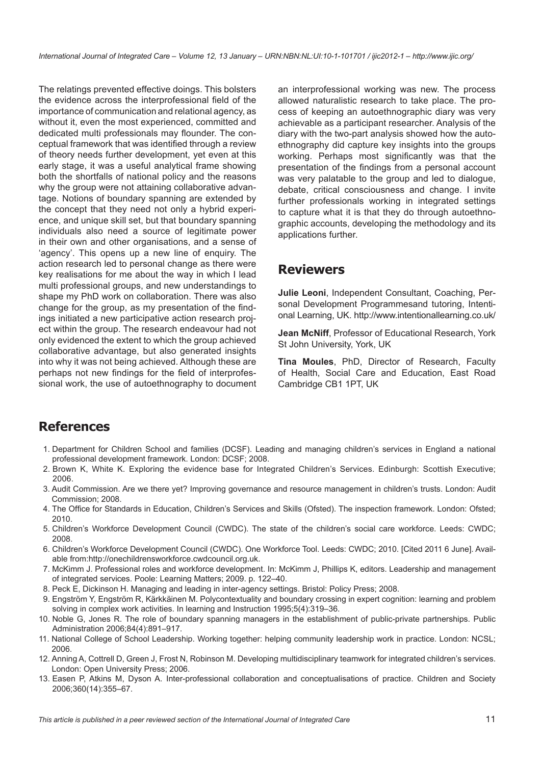The relatings prevented effective doings. This bolsters the evidence across the interprofessional field of the importance of communication and relational agency, as without it, even the most experienced, committed and dedicated multi professionals may flounder. The conceptual framework that was identified through a review of theory needs further development, yet even at this early stage, it was a useful analytical frame showing both the shortfalls of national policy and the reasons why the group were not attaining collaborative advantage. Notions of boundary spanning are extended by the concept that they need not only a hybrid experience, and unique skill set, but that boundary spanning individuals also need a source of legitimate power in their own and other organisations, and a sense of 'agency'. This opens up a new line of enquiry. The action research led to personal change as there were key realisations for me about the way in which I lead multi professional groups, and new understandings to shape my PhD work on collaboration. There was also change for the group, as my presentation of the findings initiated a new participative action research project within the group. The research endeavour had not only evidenced the extent to which the group achieved collaborative advantage, but also generated insights into why it was not being achieved. Although these are perhaps not new findings for the field of interprofessional work, the use of autoethnography to document an interprofessional working was new. The process allowed naturalistic research to take place. The process of keeping an autoethnographic diary was very achievable as a participant researcher. Analysis of the diary with the two-part analysis showed how the autoethnography did capture key insights into the groups working. Perhaps most significantly was that the presentation of the findings from a personal account was very palatable to the group and led to dialogue, debate, critical consciousness and change. I invite further professionals working in integrated settings to capture what it is that they do through autoethnographic accounts, developing the methodology and its applications further.

## Reviewers

**Julie Leoni**, Independent Consultant, Coaching, Personal Development Programmesand tutoring, Intentional Learning, UK. http://www.intentionallearning.co.uk/

**Jean McNiff**, Professor of Educational Research, York St John University, York, UK

**Tina Moules**, PhD, Director of Research, Faculty of Health, Social Care and Education, East Road Cambridge CB1 1PT, UK

## References

1. Department for Children School and families (DCSF). Leading and managing children's services in England a national professional development framework. London: DCSF; 2008.
2. Brown K, White K. Exploring the evidence base for Integrated Children's Services. Edinburgh: Scottish Executive; 2006.
3. Audit Commission. Are we there yet? Improving governance and resource management in children's trusts. London: Audit Commission; 2008.
4. The Office for Standards in Education, Children's Services and Skills (Ofsted). The inspection framework. London: Ofsted; 2010.
5. Children's Workforce Development Council (CWDC). The state of the children's social care workforce. Leeds: CWDC; 2008.
6. Children's Workforce Development Council (CWDC). One Workforce Tool. Leeds: CWDC; 2010. [Cited 2011 6 June]. Available from:http://onechildrensworkforce.cwdcouncil.org.uk.
7. McKimm J. Professional roles and workforce development. In: McKimm J, Phillips K, editors. Leadership and management of integrated services. Poole: Learning Matters; 2009. p. 122–40.
8. Peck E, Dickinson H. Managing and leading in inter-agency settings. Bristol: Policy Press; 2008.
9. Engström Y, Engström R, Kärkkäinen M. Polycontextuality and boundary crossing in expert cognition: learning and problem solving in complex work activities. In learning and Instruction 1995;5(4):319–36.
10. Noble G, Jones R. The role of boundary spanning managers in the establishment of public-private partnerships. Public Administration 2006;84(4):891–917.
11. National College of School Leadership. Working together: helping community leadership work in practice. London: NCSL; 2006.
12. Anning A, Cottrell D, Green J, Frost N, Robinson M. Developing multidisciplinary teamwork for integrated children's services. London: Open University Press; 2006.
13. Easen P, Atkins M, Dyson A. Inter-professional collaboration and conceptualisations of practice. Children and Society 2006;360(14):355–67.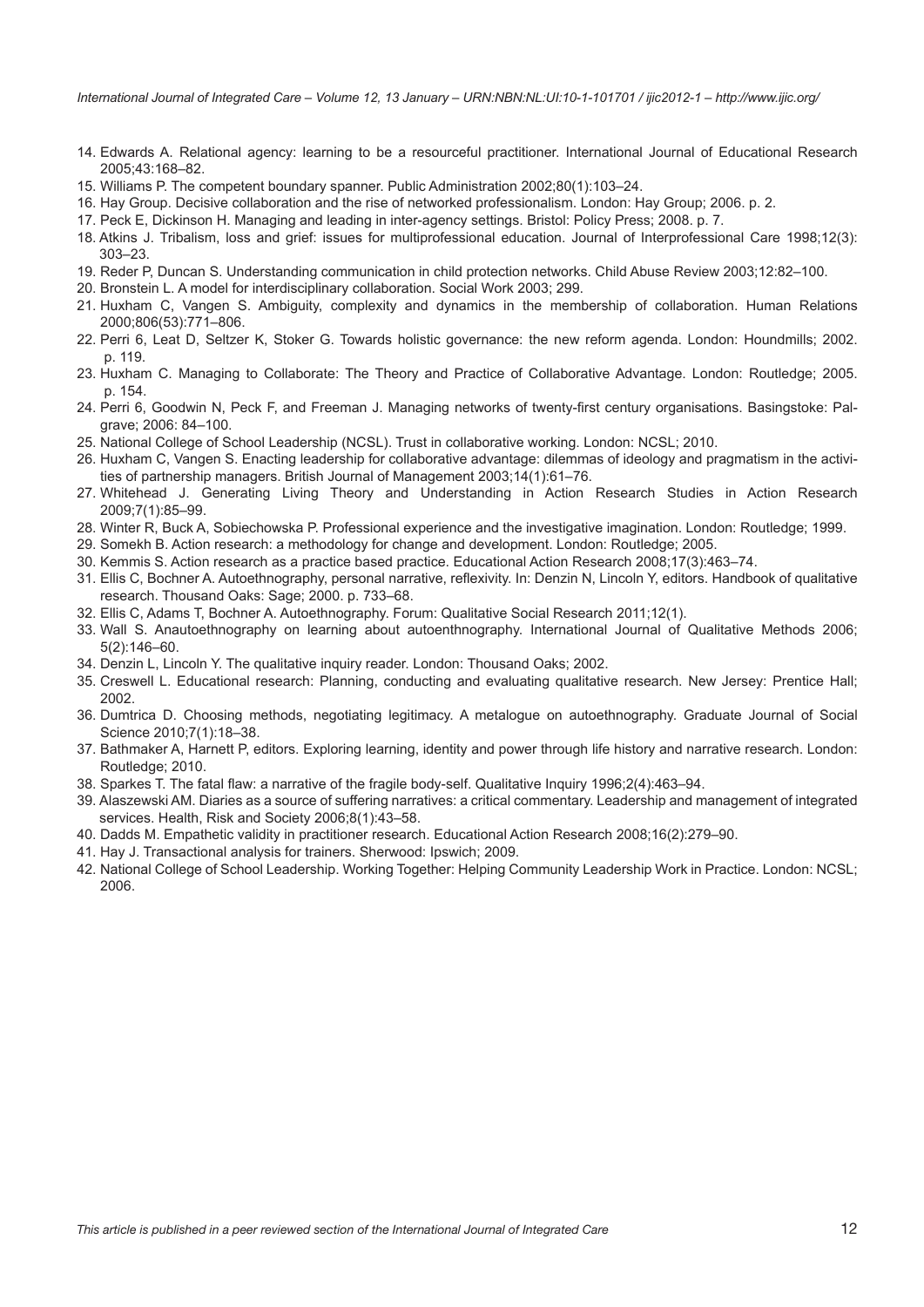14. Edwards A. Relational agency: learning to be a resourceful practitioner. International Journal of Educational Research 2005;43:168–82.
15. Williams P. The competent boundary spanner. Public Administration 2002;80(1):103–24.
16. Hay Group. Decisive collaboration and the rise of networked professionalism. London: Hay Group; 2006. p. 2.
17. Peck E, Dickinson H. Managing and leading in inter-agency settings. Bristol: Policy Press; 2008. p. 7.
18. Atkins J. Tribalism, loss and grief: issues for multiprofessional education. Journal of Interprofessional Care 1998;12(3): 303–23.
19. Reder P, Duncan S. Understanding communication in child protection networks. Child Abuse Review 2003;12:82–100.
20. Bronstein L. A model for interdisciplinary collaboration. Social Work 2003; 299.
21. Huxham C, Vangen S. Ambiguity, complexity and dynamics in the membership of collaboration. Human Relations 2000;806(53):771–806.
22. Perri 6, Leat D, Seltzer K, Stoker G. Towards holistic governance: the new reform agenda. London: Houndmills; 2002. p. 119.
23. Huxham C. Managing to Collaborate: The Theory and Practice of Collaborative Advantage. London: Routledge; 2005. p. 154.
24. Perri 6, Goodwin N, Peck F, and Freeman J. Managing networks of twenty-first century organisations. Basingstoke: Palgrave; 2006: 84–100.
25. National College of School Leadership (NCSL). Trust in collaborative working. London: NCSL; 2010.
26. Huxham C, Vangen S. Enacting leadership for collaborative advantage: dilemmas of ideology and pragmatism in the activities of partnership managers. British Journal of Management 2003;14(1):61–76.
27. Whitehead J. Generating Living Theory and Understanding in Action Research Studies in Action Research 2009;7(1):85–99.
28. Winter R, Buck A, Sobiechowska P. Professional experience and the investigative imagination. London: Routledge; 1999.
29. Somekh B. Action research: a methodology for change and development. London: Routledge; 2005.
30. Kemmis S. Action research as a practice based practice. Educational Action Research 2008;17(3):463–74.
31. Ellis C, Bochner A. Autoethnography, personal narrative, reflexivity. In: Denzin N, Lincoln Y, editors. Handbook of qualitative research. Thousand Oaks: Sage; 2000. p. 733–68.
32. Ellis C, Adams T, Bochner A. Autoethnography. Forum: Qualitative Social Research 2011;12(1).
33. Wall S. Anautoethnography on learning about autoenthnography. International Journal of Qualitative Methods 2006; 5(2):146–60.
34. Denzin L, Lincoln Y. The qualitative inquiry reader. London: Thousand Oaks; 2002.
35. Creswell L. Educational research: Planning, conducting and evaluating qualitative research. New Jersey: Prentice Hall; 2002.
36. Dumtrica D. Choosing methods, negotiating legitimacy. A metalogue on autoethnography. Graduate Journal of Social Science 2010;7(1):18–38.
37. Bathmaker A, Harnett P, editors. Exploring learning, identity and power through life history and narrative research. London: Routledge; 2010.
38. Sparkes T. The fatal flaw: a narrative of the fragile body-self. Qualitative Inquiry 1996;2(4):463–94.
39. Alaszewski AM. Diaries as a source of suffering narratives: a critical commentary. Leadership and management of integrated services. Health, Risk and Society 2006;8(1):43–58.
40. Dadds M. Empathetic validity in practitioner research. Educational Action Research 2008;16(2):279–90.
41. Hay J. Transactional analysis for trainers. Sherwood: Ipswich; 2009.
42. National College of School Leadership. Working Together: Helping Community Leadership Work in Practice. London: NCSL; 2006.